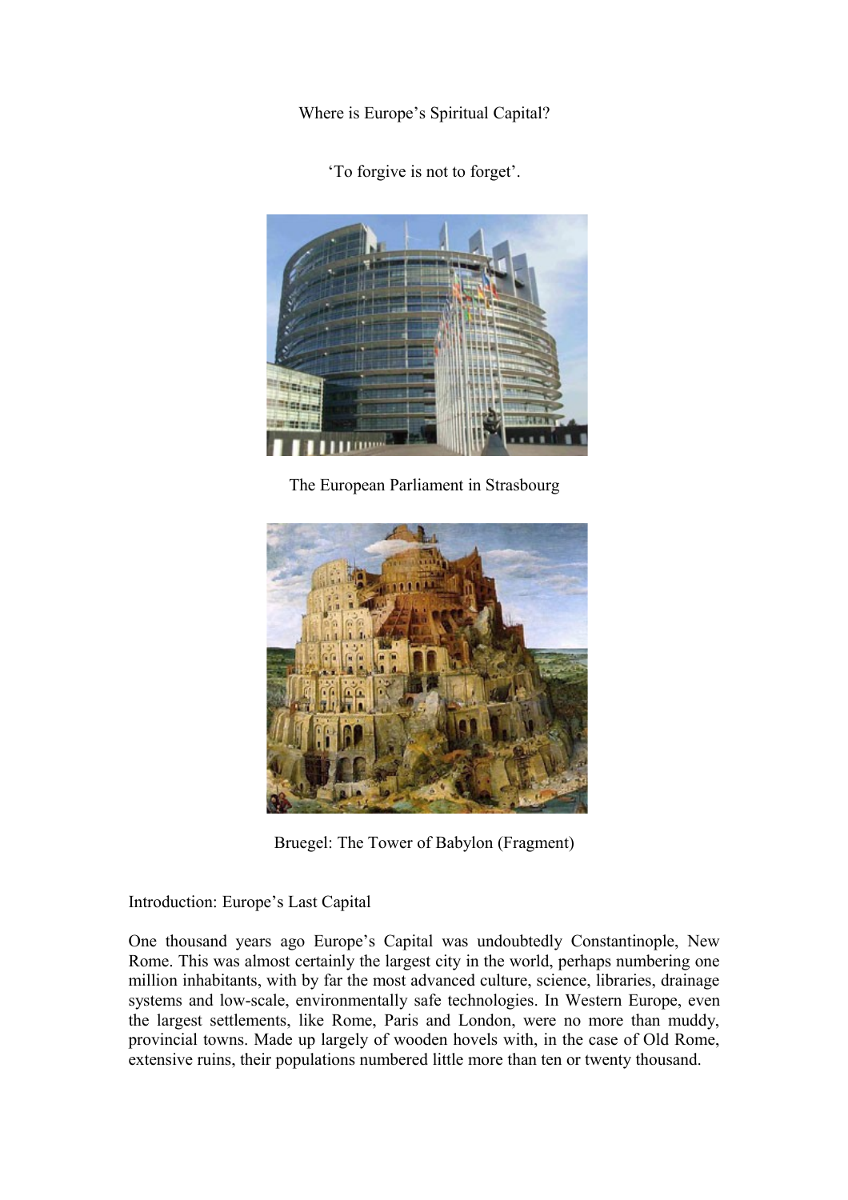# Where is Europe's Spiritual Capital?

'To forgive is not to forget'.

The European Parliament in Strasbourg

Bruegel: The Tower of Babylon (Fragment)

## Introduction: Europe's Last Capital

One thousand years ago Europe's Capital was undoubtedly Constantinople, New Rome. This was almost certainly the largest city in the world, perhaps numbering one million inhabitants, with by far the most advanced culture, science, libraries, drainage systems and low-scale, environmentally safe technologies. In Western Europe, even the largest settlements, like Rome, Paris and London, were no more than muddy, provincial towns. Made up largely of wooden hovels with, in the case of Old Rome, extensive ruins, their populations numbered little more than ten or twenty thousand.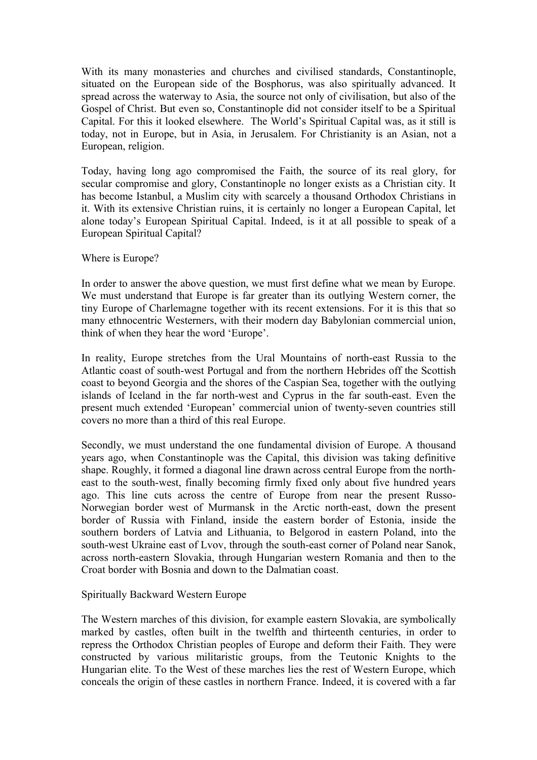With its many monasteries and churches and civilised standards, Constantinople, situated on the European side of the Bosphorus, was also spiritually advanced. It spread across the waterway to Asia, the source not only of civilisation, but also of the Gospel of Christ. But even so, Constantinople did not consider itself to be a Spiritual Capital. For this it looked elsewhere. The World's Spiritual Capital was, as it still is today, not in Europe, but in Asia, in Jerusalem. For Christianity is an Asian, not a European, religion.

Today, having long ago compromised the Faith, the source of its real glory, for secular compromise and glory, Constantinople no longer exists as a Christian city. It has become Istanbul, a Muslim city with scarcely a thousand Orthodox Christians in it. With its extensive Christian ruins, it is certainly no longer a European Capital, let alone today's European Spiritual Capital. Indeed, is it at all possible to speak of a European Spiritual Capital?

## Where is Europe?

In order to answer the above question, we must first define what we mean by Europe. We must understand that Europe is far greater than its outlying Western corner, the tiny Europe of Charlemagne together with its recent extensions. For it is this that so many ethnocentric Westerners, with their modern day Babylonian commercial union, think of when they hear the word 'Europe'.

In reality, Europe stretches from the Ural Mountains of north-east Russia to the Atlantic coast of south-west Portugal and from the northern Hebrides off the Scottish coast to beyond Georgia and the shores of the Caspian Sea, together with the outlying islands of Iceland in the far north-west and Cyprus in the far south-east. Even the present much extended 'European' commercial union of twenty-seven countries still covers no more than a third of this real Europe.

Secondly, we must understand the one fundamental division of Europe. A thousand years ago, when Constantinople was the Capital, this division was taking definitive shape. Roughly, it formed a diagonal line drawn across central Europe from the north-east to the south-west, finally becoming firmly fixed only about five hundred years ago. This line cuts across the centre of Europe from near the present Russo-Norwegian border west of Murmansk in the Arctic north-east, down the present border of Russia with Finland, inside the eastern border of Estonia, inside the southern borders of Latvia and Lithuania, to Belgorod in eastern Poland, into the south-west Ukraine east of Lvov, through the south-east corner of Poland near Sanok, across north-eastern Slovakia, through Hungarian western Romania and then to the Croat border with Bosnia and down to the Dalmatian coast.

## Spiritually Backward Western Europe

The Western marches of this division, for example eastern Slovakia, are symbolically marked by castles, often built in the twelfth and thirteenth centuries, in order to repress the Orthodox Christian peoples of Europe and deform their Faith. They were constructed by various militaristic groups, from the Teutonic Knights to the Hungarian elite. To the West of these marches lies the rest of Western Europe, which conceals the origin of these castles in northern France. Indeed, it is covered with a far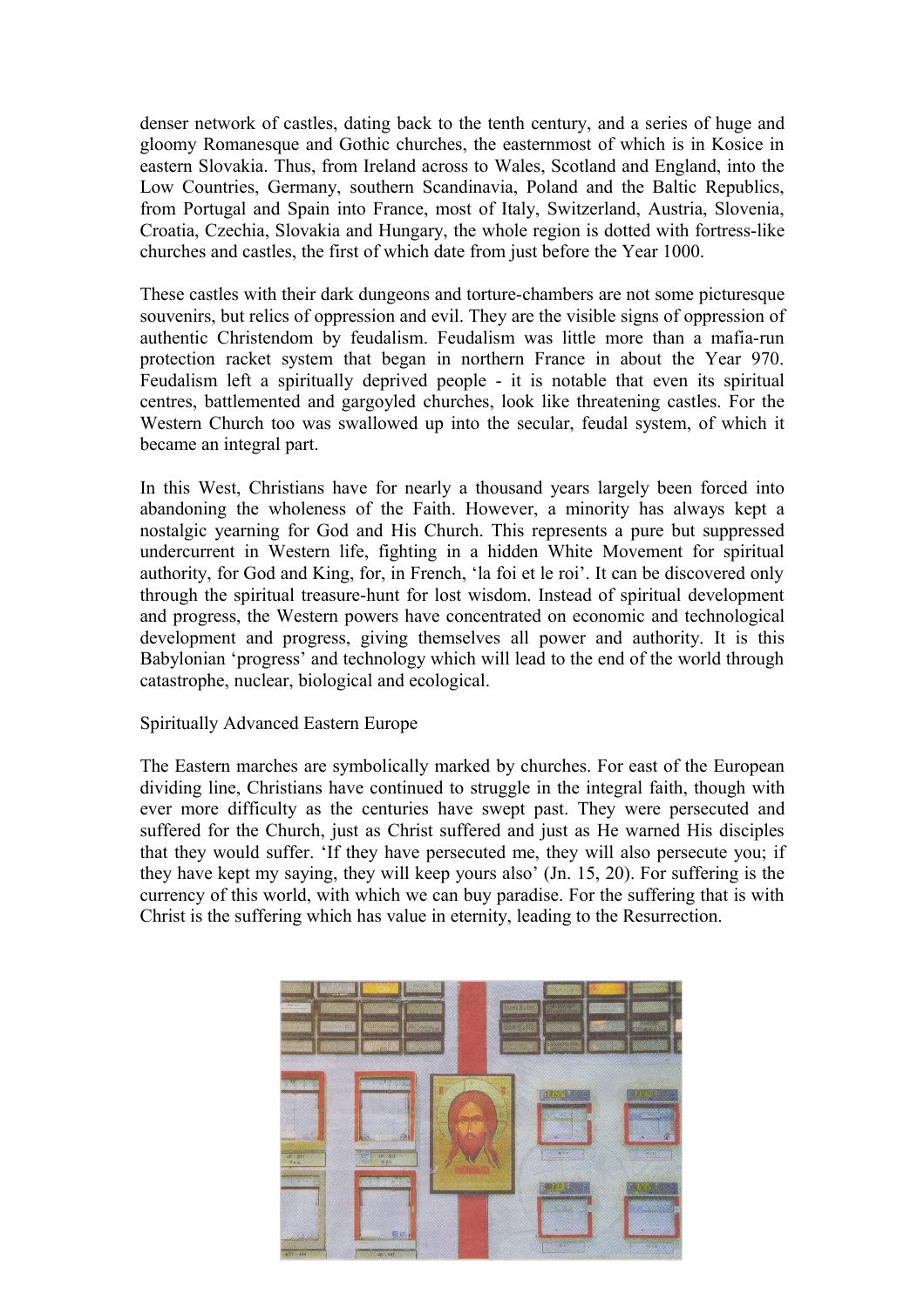denser network of castles, dating back to the tenth century, and a series of huge and gloomy Romanesque and Gothic churches, the easternmost of which is in Kosice in eastern Slovakia. Thus, from Ireland across to Wales, Scotland and England, into the Low Countries, Germany, southern Scandinavia, Poland and the Baltic Republics, from Portugal and Spain into France, most of Italy, Switzerland, Austria, Slovenia, Croatia, Czechia, Slovakia and Hungary, the whole region is dotted with fortress-like churches and castles, the first of which date from just before the Year 1000.

These castles with their dark dungeons and torture-chambers are not some picturesque souvenirs, but relics of oppression and evil. They are the visible signs of oppression of authentic Christendom by feudalism. Feudalism was little more than a mafia-run protection racket system that began in northern France in about the Year 970. Feudalism left a spiritually deprived people - it is notable that even its spiritual centres, battlemented and gargoyled churches, look like threatening castles. For the Western Church too was swallowed up into the secular, feudal system, of which it became an integral part.

In this West, Christians have for nearly a thousand years largely been forced into abandoning the wholeness of the Faith. However, a minority has always kept a nostalgic yearning for God and His Church. This represents a pure but suppressed undercurrent in Western life, fighting in a hidden White Movement for spiritual authority, for God and King, for, in French, 'la foi et le roi'. It can be discovered only through the spiritual treasure-hunt for lost wisdom. Instead of spiritual development and progress, the Western powers have concentrated on economic and technological development and progress, giving themselves all power and authority. It is this Babylonian 'progress' and technology which will lead to the end of the world through catastrophe, nuclear, biological and ecological.

## Spiritually Advanced Eastern Europe

The Eastern marches are symbolically marked by churches. For east of the European dividing line, Christians have continued to struggle in the integral faith, though with ever more difficulty as the centuries have swept past. They were persecuted and suffered for the Church, just as Christ suffered and just as He warned His disciples that they would suffer. 'If they have persecuted me, they will also persecute you; if they have kept my saying, they will keep yours also' (Jn. 15, 20). For suffering is the currency of this world, with which we can buy paradise. For the suffering that is with Christ is the suffering which has value in eternity, leading to the Resurrection.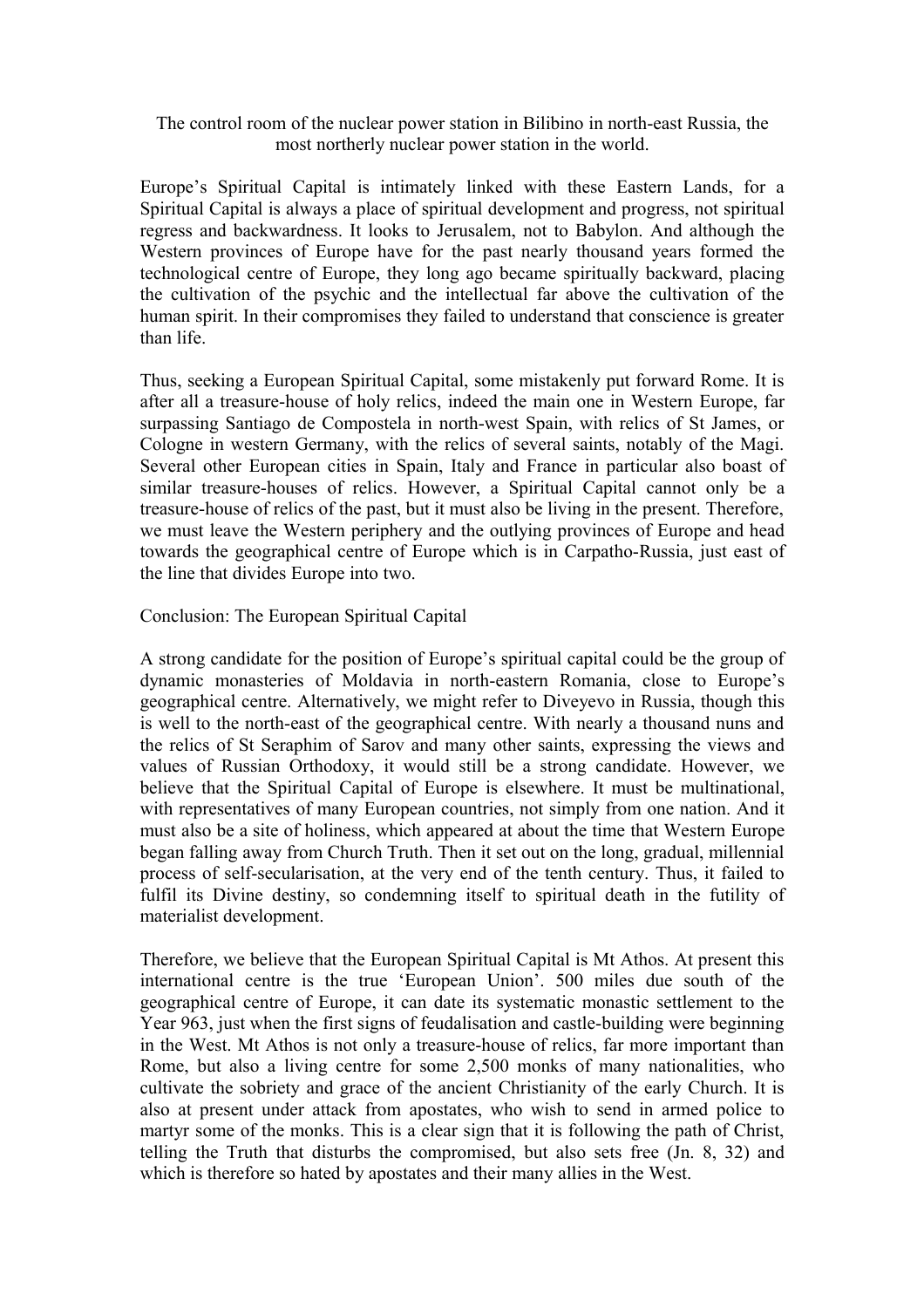The control room of the nuclear power station in Bilibino in north-east Russia, the most northerly nuclear power station in the world.

Europe's Spiritual Capital is intimately linked with these Eastern Lands, for a Spiritual Capital is always a place of spiritual development and progress, not spiritual regress and backwardness. It looks to Jerusalem, not to Babylon. And although the Western provinces of Europe have for the past nearly thousand years formed the technological centre of Europe, they long ago became spiritually backward, placing the cultivation of the psychic and the intellectual far above the cultivation of the human spirit. In their compromises they failed to understand that conscience is greater than life.

Thus, seeking a European Spiritual Capital, some mistakenly put forward Rome. It is after all a treasure-house of holy relics, indeed the main one in Western Europe, far surpassing Santiago de Compostela in north-west Spain, with relics of St James, or Cologne in western Germany, with the relics of several saints, notably of the Magi. Several other European cities in Spain, Italy and France in particular also boast of similar treasure-houses of relics. However, a Spiritual Capital cannot only be a treasure-house of relics of the past, but it must also be living in the present. Therefore, we must leave the Western periphery and the outlying provinces of Europe and head towards the geographical centre of Europe which is in Carpatho-Russia, just east of the line that divides Europe into two.

## Conclusion: The European Spiritual Capital

A strong candidate for the position of Europe's spiritual capital could be the group of dynamic monasteries of Moldavia in north-eastern Romania, close to Europe's geographical centre. Alternatively, we might refer to Diveyevo in Russia, though this is well to the north-east of the geographical centre. With nearly a thousand nuns and the relics of St Seraphim of Sarov and many other saints, expressing the views and values of Russian Orthodoxy, it would still be a strong candidate. However, we believe that the Spiritual Capital of Europe is elsewhere. It must be multinational, with representatives of many European countries, not simply from one nation. And it must also be a site of holiness, which appeared at about the time that Western Europe began falling away from Church Truth. Then it set out on the long, gradual, millennial process of self-secularisation, at the very end of the tenth century. Thus, it failed to fulfil its Divine destiny, so condemning itself to spiritual death in the futility of materialist development.

Therefore, we believe that the European Spiritual Capital is Mt Athos. At present this international centre is the true 'European Union'. 500 miles due south of the geographical centre of Europe, it can date its systematic monastic settlement to the Year 963, just when the first signs of feudalisation and castle-building were beginning in the West. Mt Athos is not only a treasure-house of relics, far more important than Rome, but also a living centre for some 2,500 monks of many nationalities, who cultivate the sobriety and grace of the ancient Christianity of the early Church. It is also at present under attack from apostates, who wish to send in armed police to martyr some of the monks. This is a clear sign that it is following the path of Christ, telling the Truth that disturbs the compromised, but also sets free (Jn. 8, 32) and which is therefore so hated by apostates and their many allies in the West.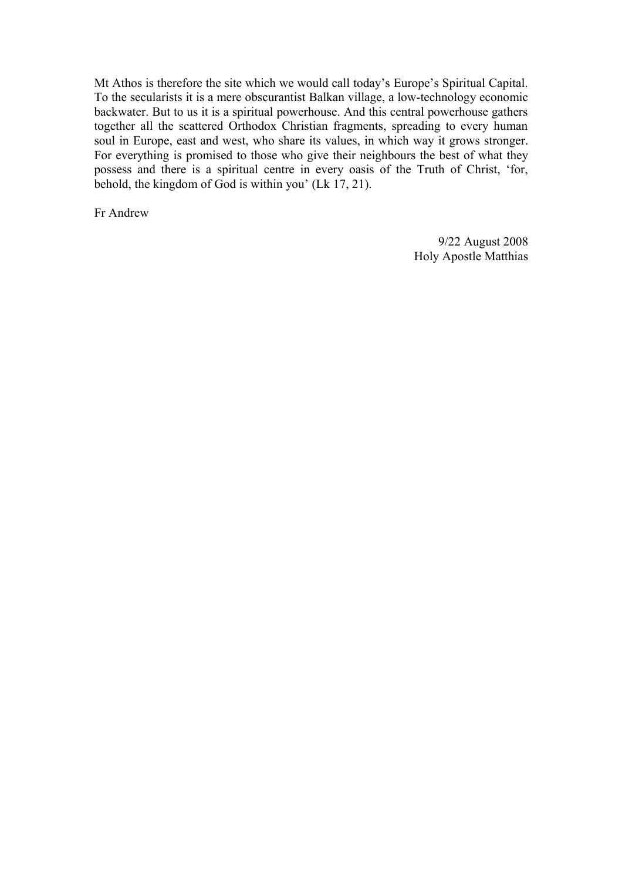Mt Athos is therefore the site which we would call today's Europe's Spiritual Capital. To the secularists it is a mere obscurantist Balkan village, a low-technology economic backwater. But to us it is a spiritual powerhouse. And this central powerhouse gathers together all the scattered Orthodox Christian fragments, spreading to every human soul in Europe, east and west, who share its values, in which way it grows stronger. For everything is promised to those who give their neighbours the best of what they possess and there is a spiritual centre in every oasis of the Truth of Christ, 'for, behold, the kingdom of God is within you' (Lk 17, 21).

Fr Andrew

9/22 August 2008
Holy Apostle Matthias